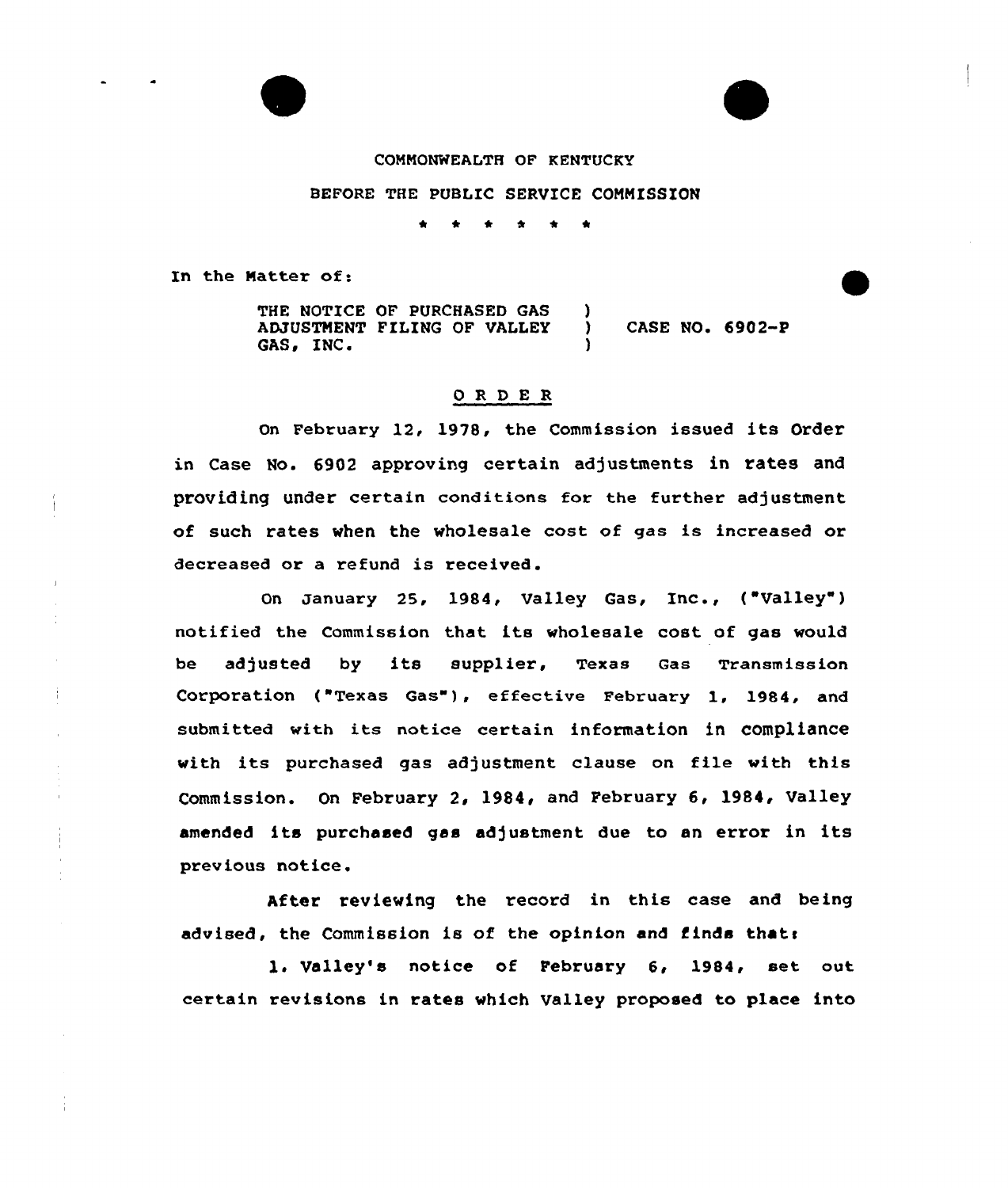COMMONWEALTH OF KENTUCKY

BEFORE THE PUBLIC SERVICE COMMISSION

\* \* \* \* \* \*

In the Matter of:

| | | |
|---|---|---|
| THE NOTICE OF PURCHASED GAS ADJUSTMENT FILING OF VALLEY GAS, INC. | ) ) ) | CASE NO. 6902-P |

## O R D E R

On February 12, 1978, the Commission issued its Order in Case No. 6902 approving certain adjustments in rates and providing under certain conditions for the further adjustment of such rates when the wholesale cost of gas is increased or decreased or a refund is received.

On January 25, 1984, Valley Gas, Inc., ("Valley") notified the Commission that its wholesale cost of gas would be adjusted by its supplier, Texas Gas Transmission Corporation ("Texas Gas"), effective February 1, 1984, and submitted with its notice certain information in compliance with its purchased gas adjustment clause on file with this Commission. On February 2, 1984, and February 6, 1984, Valley amended its purchased gas adjustment due to an error in its previous notice.

After reviewing the record in this case and being advised, the Commission is of the opinion and finds that:

1. Valley's notice of February 6, 1984, set out certain revisions in rates which Valley proposed to place into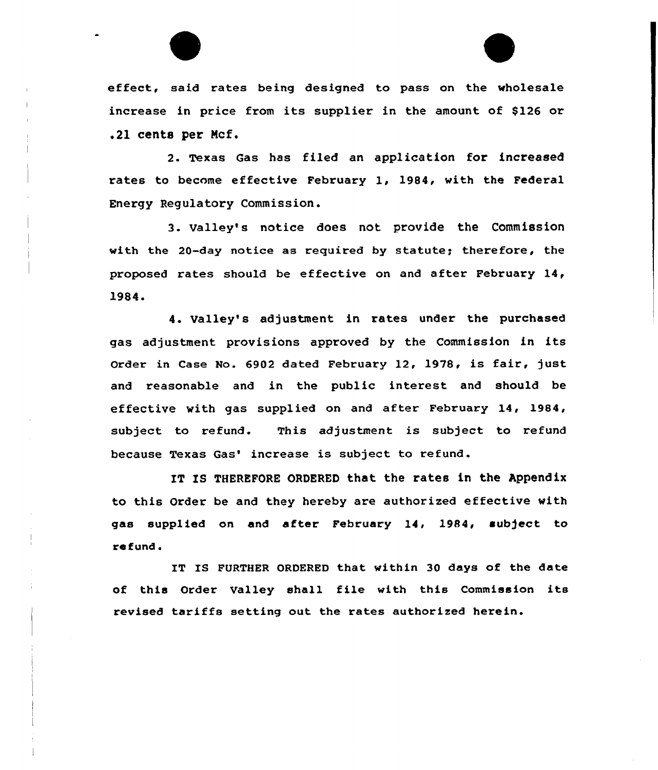effect, said rates being designed to pass on the wholesale increase in price from its supplier in the amount of $126 or .21 cents per Mcf.

2. Texas Gas has filed an application for increased rates to become effective February 1, 1984, with the Federal Energy Regulatory Commission.

3. Valley's notice does not provide the Commission with the 20-day notice as required by statute; therefore, the proposed rates should be effective on and after February 14, 1984.

4. Valley's adjustment in rates under the purchased gas adjustment provisions approved by the Commission in its Order in Case No. 6902 dated February 12, 1978, is fair, just and reasonable and in the public interest and should be effective with gas supplied on and after February 14, 1984, subject to refund. This adjustment is subject to refund because Texas Gas' increase is subject to refund.

IT IS THEREFORE ORDERED that the rates in the Appendix to this Order be and they hereby are authorized effective with gas supplied on and after February 14, 1984, subject to refund.

IT IS FURTHER ORDERED that within 30 days of the date of this Order Valley shall file with this Commission its revised tariffs setting out the rates authorized herein.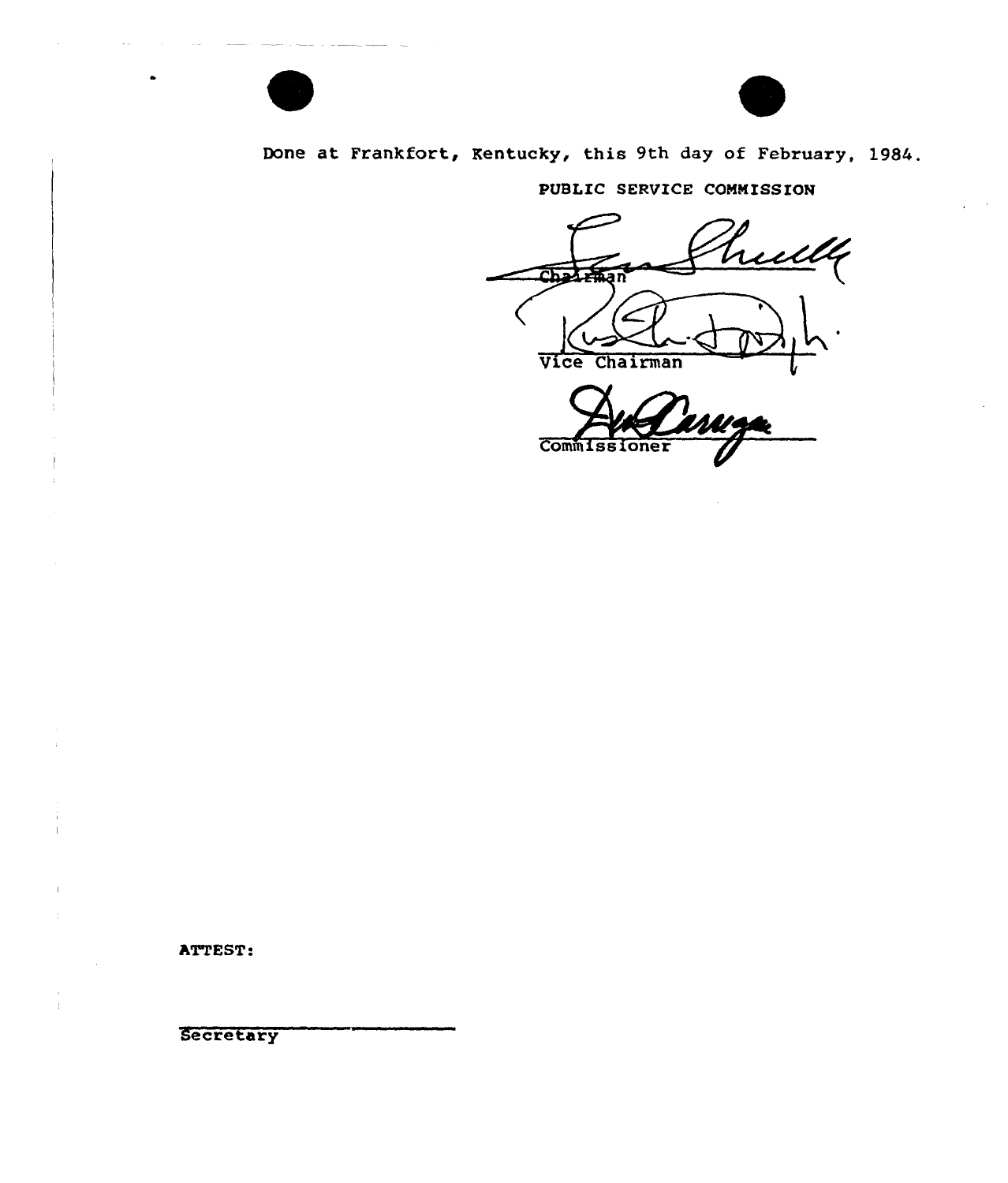Done at Frankfort, Kentucky, this 9th day of February, 1984.

PUBLIC SERVICE COMMISSION

Chairman

Vice Chairman

Commissioner

ATTEST:

Secretary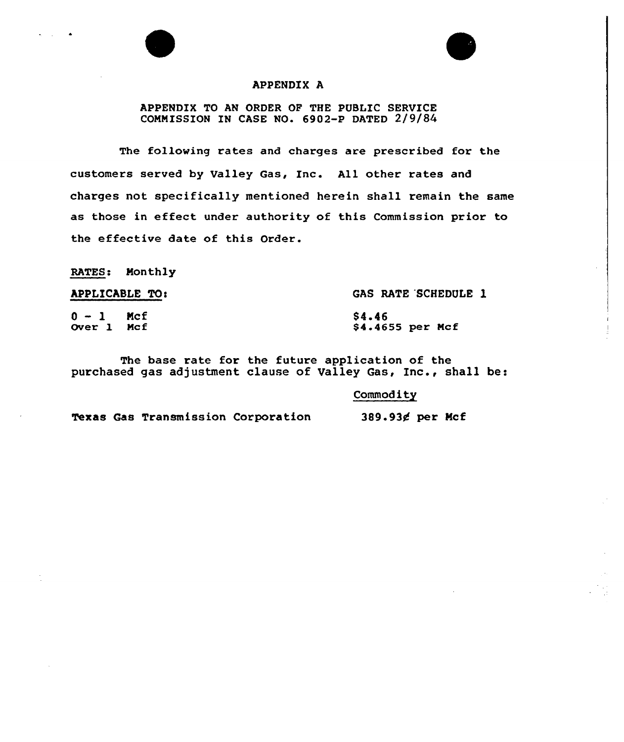# APPENDIX A

## APPENDIX TO AN ORDER OF THE PUBLIC SERVICE COMMISSION IN CASE NO. 6902-P DATED 2/9/84

The following rates and charges are prescribed for the customers served by Valley Gas, Inc. All other rates and charges not specifically mentioned herein shall remain the same as those in effect under authority of this Commission prior to the effective date of this Order.

<u>RATES</u>: Monthly

| <u>APPLICABLE TO</u>: | GAS RATE SCHEDULE 1 |
|---|---|
| 0 - 1 Mcf | $4.46 |
| Over 1 Mcf | $4.4655 per Mcf |

The base rate for the future application of the purchased gas adjustment clause of Valley Gas, Inc., shall be:

| | <u>Commodity</u> |
|---|---|
| Texas Gas Transmission Corporation | 389.93¢ per Mcf |